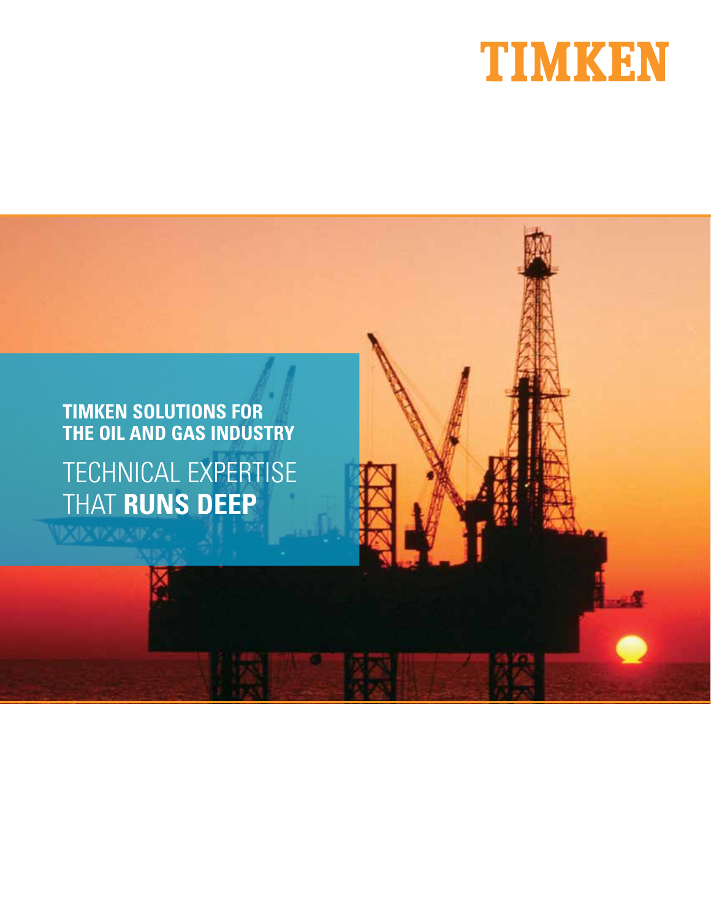# TIMKEN

## TIMKEN SOLUTIONS FOR THE OIL AND GAS INDUSTRY

TECHNICAL EXPERTISE THAT **RUNS DEEP**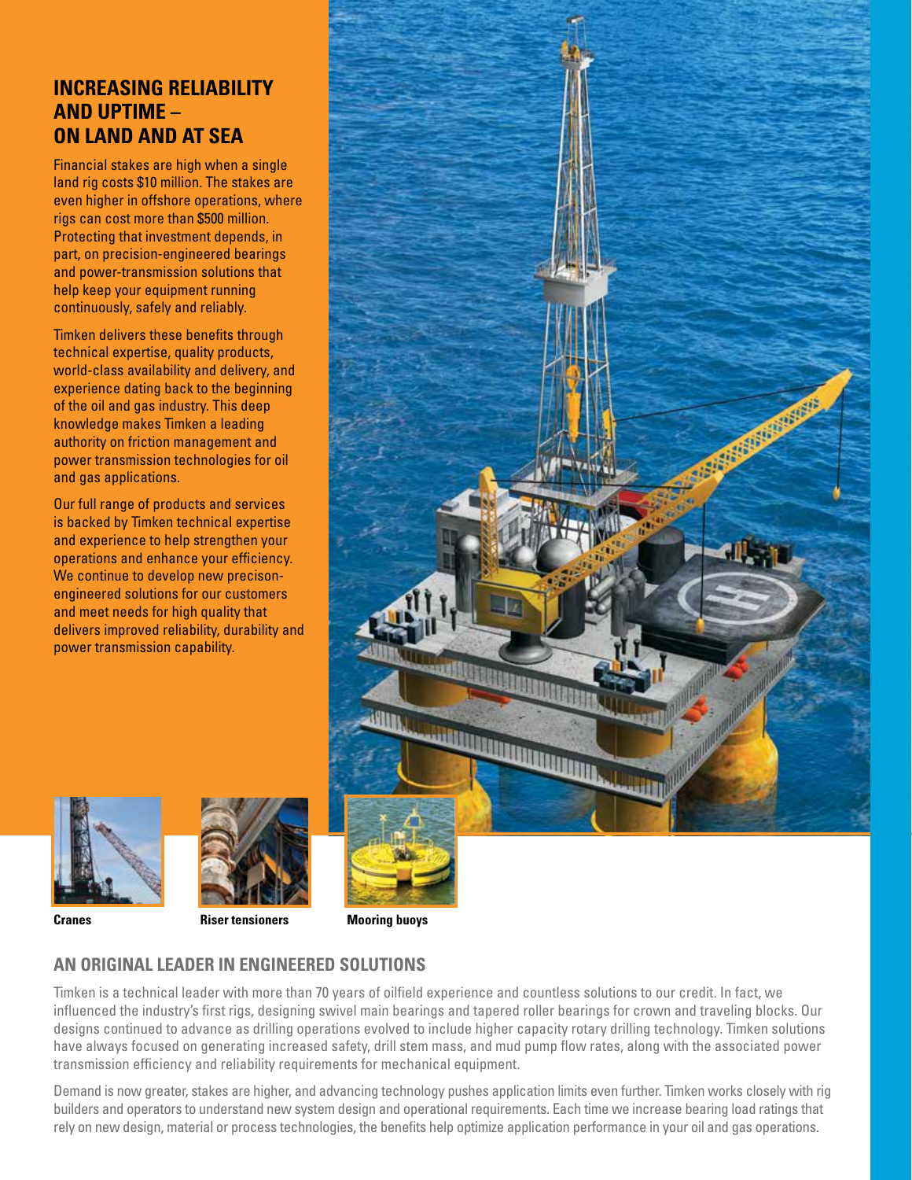## INCREASING RELIABILITY AND UPTIME – ON LAND AND AT SEA

Financial stakes are high when a single land rig costs $10 million. The stakes are even higher in offshore operations, where rigs can cost more than $500 million. Protecting that investment depends, in part, on precision-engineered bearings and power-transmission solutions that help keep your equipment running continuously, safely and reliably.

Timken delivers these benefits through technical expertise, quality products, world-class availability and delivery, and experience dating back to the beginning of the oil and gas industry. This deep knowledge makes Timken a leading authority on friction management and power transmission technologies for oil and gas applications.

Our full range of products and services is backed by Timken technical expertise and experience to help strengthen your operations and enhance your efficiency. We continue to develop new precison-engineered solutions for our customers and meet needs for high quality that delivers improved reliability, durability and power transmission capability.

**Cranes**

**Riser tensioners**

**Mooring buoys**

## AN ORIGINAL LEADER IN ENGINEERED SOLUTIONS

Timken is a technical leader with more than 70 years of oilfield experience and countless solutions to our credit. In fact, we influenced the industry's first rigs, designing swivel main bearings and tapered roller bearings for crown and traveling blocks. Our designs continued to advance as drilling operations evolved to include higher capacity rotary drilling technology. Timken solutions have always focused on generating increased safety, drill stem mass, and mud pump flow rates, along with the associated power transmission efficiency and reliability requirements for mechanical equipment.

Demand is now greater, stakes are higher, and advancing technology pushes application limits even further. Timken works closely with rig builders and operators to understand new system design and operational requirements. Each time we increase bearing load ratings that rely on new design, material or process technologies, the benefits help optimize application performance in your oil and gas operations.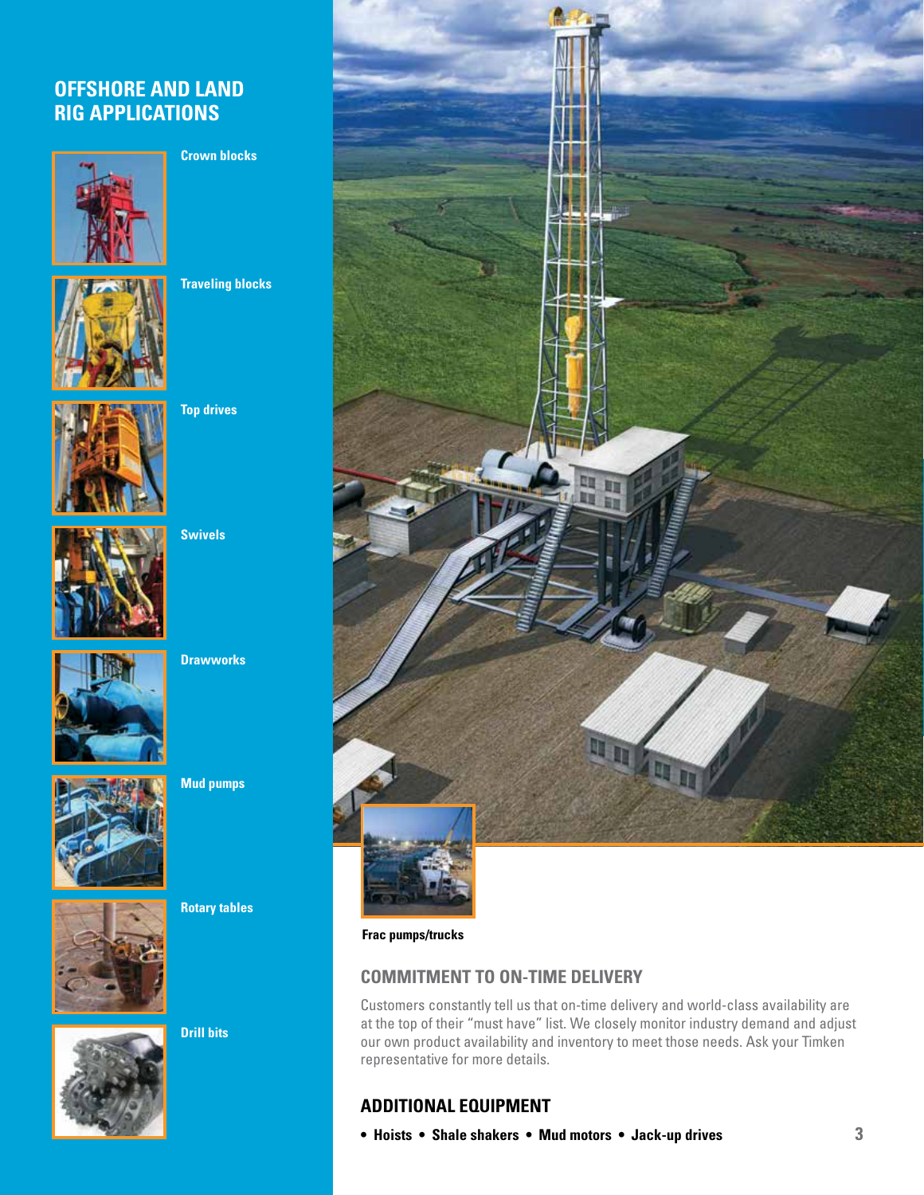## OFFSHORE AND LAND RIG APPLICATIONS

**Crown blocks**

**Traveling blocks**

**Top drives**

**Swivels**

**Drawworks**

**Mud pumps**

**Rotary tables**

**Drill bits**

**Frac pumps/trucks**

## COMMITMENT TO ON-TIME DELIVERY

Customers constantly tell us that on-time delivery and world-class availability are at the top of their "must have" list. We closely monitor industry demand and adjust our own product availability and inventory to meet those needs. Ask your Timken representative for more details.

## ADDITIONAL EQUIPMENT

- **Hoists**
- **Shale shakers**
- **Mud motors**
- **Jack-up drives**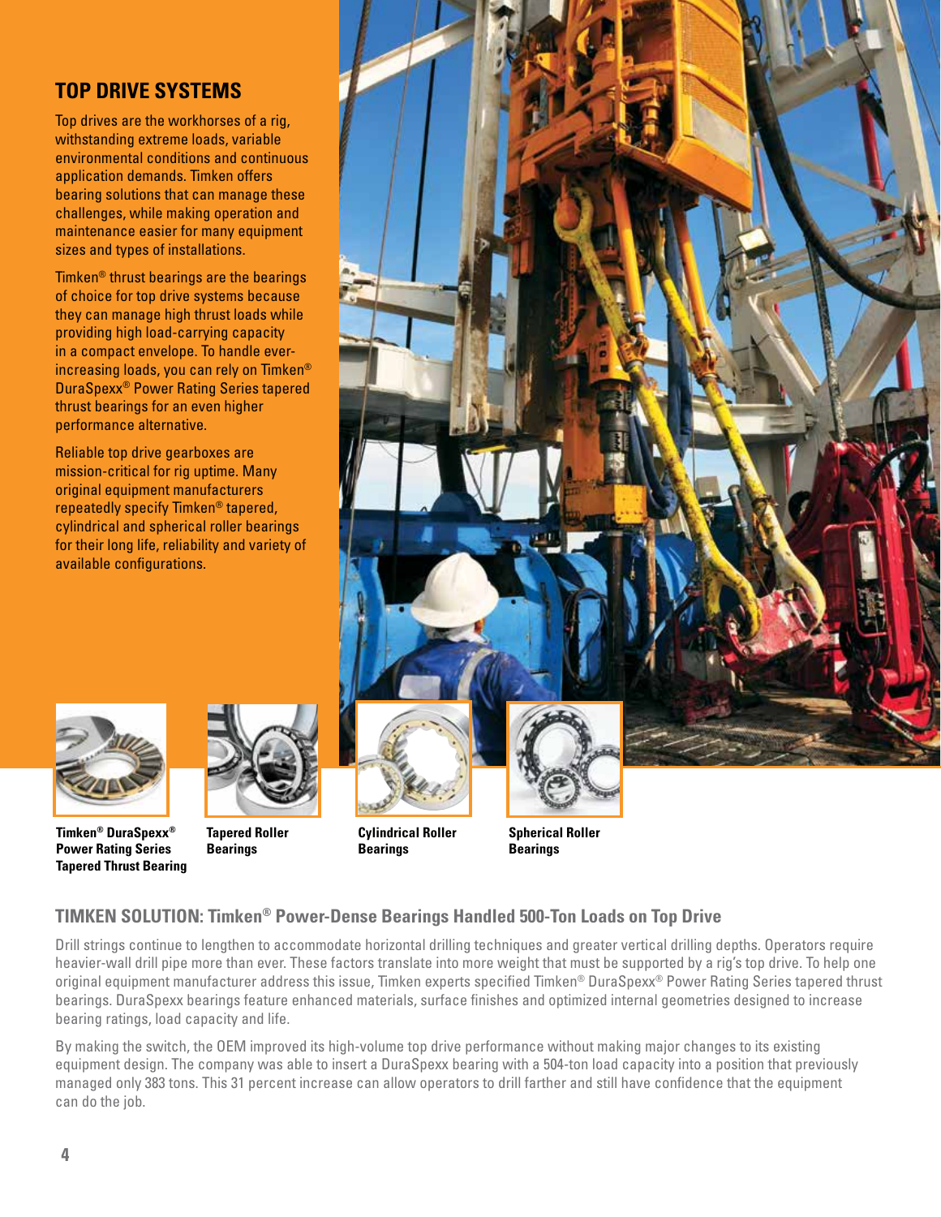## TOP DRIVE SYSTEMS

Top drives are the workhorses of a rig, withstanding extreme loads, variable environmental conditions and continuous application demands. Timken offers bearing solutions that can manage these challenges, while making operation and maintenance easier for many equipment sizes and types of installations.

Timken® thrust bearings are the bearings of choice for top drive systems because they can manage high thrust loads while providing high load-carrying capacity in a compact envelope. To handle ever-increasing loads, you can rely on Timken® DuraSpexx® Power Rating Series tapered thrust bearings for an even higher performance alternative.

Reliable top drive gearboxes are mission-critical for rig uptime. Many original equipment manufacturers repeatedly specify Timken® tapered, cylindrical and spherical roller bearings for their long life, reliability and variety of available configurations.

**Timken® DuraSpexx® Power Rating Series Tapered Thrust Bearing**

**Tapered Roller Bearings**

**Cylindrical Roller Bearings**

**Spherical Roller Bearings**

### TIMKEN SOLUTION: Timken® Power-Dense Bearings Handled 500-Ton Loads on Top Drive

Drill strings continue to lengthen to accommodate horizontal drilling techniques and greater vertical drilling depths. Operators require heavier-wall drill pipe more than ever. These factors translate into more weight that must be supported by a rig's top drive. To help one original equipment manufacturer address this issue, Timken experts specified Timken® DuraSpexx® Power Rating Series tapered thrust bearings. DuraSpexx bearings feature enhanced materials, surface finishes and optimized internal geometries designed to increase bearing ratings, load capacity and life.

By making the switch, the OEM improved its high-volume top drive performance without making major changes to its existing equipment design. The company was able to insert a DuraSpexx bearing with a 504-ton load capacity into a position that previously managed only 383 tons. This 31 percent increase can allow operators to drill farther and still have confidence that the equipment can do the job.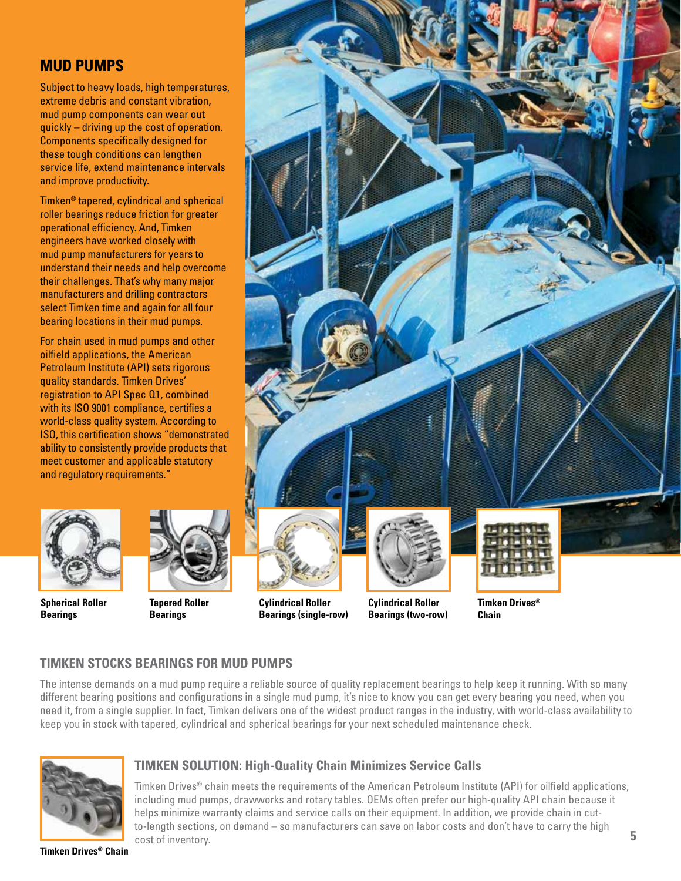## MUD PUMPS

Subject to heavy loads, high temperatures, extreme debris and constant vibration, mud pump components can wear out quickly – driving up the cost of operation. Components specifically designed for these tough conditions can lengthen service life, extend maintenance intervals and improve productivity.

Timken® tapered, cylindrical and spherical roller bearings reduce friction for greater operational efficiency. And, Timken engineers have worked closely with mud pump manufacturers for years to understand their needs and help overcome their challenges. That's why many major manufacturers and drilling contractors select Timken time and again for all four bearing locations in their mud pumps.

For chain used in mud pumps and other oilfield applications, the American Petroleum Institute (API) sets rigorous quality standards. Timken Drives' registration to API Spec Q1, combined with its ISO 9001 compliance, certifies a world-class quality system. According to ISO, this certification shows "demonstrated ability to consistently provide products that meet customer and applicable statutory and regulatory requirements."

**Spherical Roller Bearings**

**Tapered Roller Bearings**

**Cylindrical Roller Bearings (single-row)**

**Cylindrical Roller Bearings (two-row)**

**Timken Drives® Chain**

### TIMKEN STOCKS BEARINGS FOR MUD PUMPS

The intense demands on a mud pump require a reliable source of quality replacement bearings to help keep it running. With so many different bearing positions and configurations in a single mud pump, it's nice to know you can get every bearing you need, when you need it, from a single supplier. In fact, Timken delivers one of the widest product ranges in the industry, with world-class availability to keep you in stock with tapered, cylindrical and spherical bearings for your next scheduled maintenance check.

### TIMKEN SOLUTION: High-Quality Chain Minimizes Service Calls

Timken Drives® chain meets the requirements of the American Petroleum Institute (API) for oilfield applications, including mud pumps, drawworks and rotary tables. OEMs often prefer our high-quality API chain because it helps minimize warranty claims and service calls on their equipment. In addition, we provide chain in cut-to-length sections, on demand – so manufacturers can save on labor costs and don't have to carry the high cost of inventory.

**Timken Drives® Chain**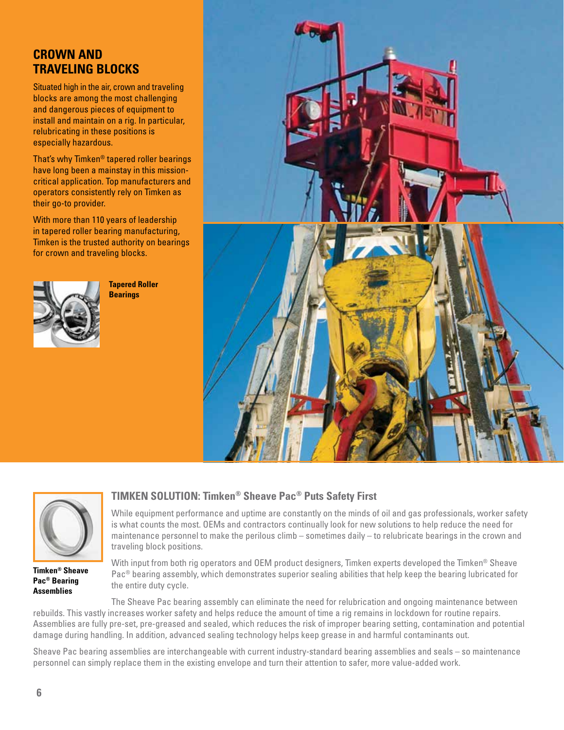## CROWN AND TRAVELING BLOCKS

Situated high in the air, crown and traveling blocks are among the most challenging and dangerous pieces of equipment to install and maintain on a rig. In particular, relubricating in these positions is especially hazardous.

That's why Timken® tapered roller bearings have long been a mainstay in this mission-critical application. Top manufacturers and operators consistently rely on Timken as their go-to provider.

With more than 110 years of leadership in tapered roller bearing manufacturing, Timken is the trusted authority on bearings for crown and traveling blocks.

**Tapered Roller Bearings**

### TIMKEN SOLUTION: Timken® Sheave Pac® Puts Safety First

While equipment performance and uptime are constantly on the minds of oil and gas professionals, worker safety is what counts the most. OEMs and contractors continually look for new solutions to help reduce the need for maintenance personnel to make the perilous climb – sometimes daily – to relubricate bearings in the crown and traveling block positions.

With input from both rig operators and OEM product designers, Timken experts developed the Timken® Sheave Pac® bearing assembly, which demonstrates superior sealing abilities that help keep the bearing lubricated for the entire duty cycle.

The Sheave Pac bearing assembly can eliminate the need for relubrication and ongoing maintenance between rebuilds. This vastly increases worker safety and helps reduce the amount of time a rig remains in lockdown for routine repairs. Assemblies are fully pre-set, pre-greased and sealed, which reduces the risk of improper bearing setting, contamination and potential damage during handling. In addition, advanced sealing technology helps keep grease in and harmful contaminants out.

Sheave Pac bearing assemblies are interchangeable with current industry-standard bearing assemblies and seals – so maintenance personnel can simply replace them in the existing envelope and turn their attention to safer, more value-added work.

**Timken® Sheave Pac® Bearing Assemblies**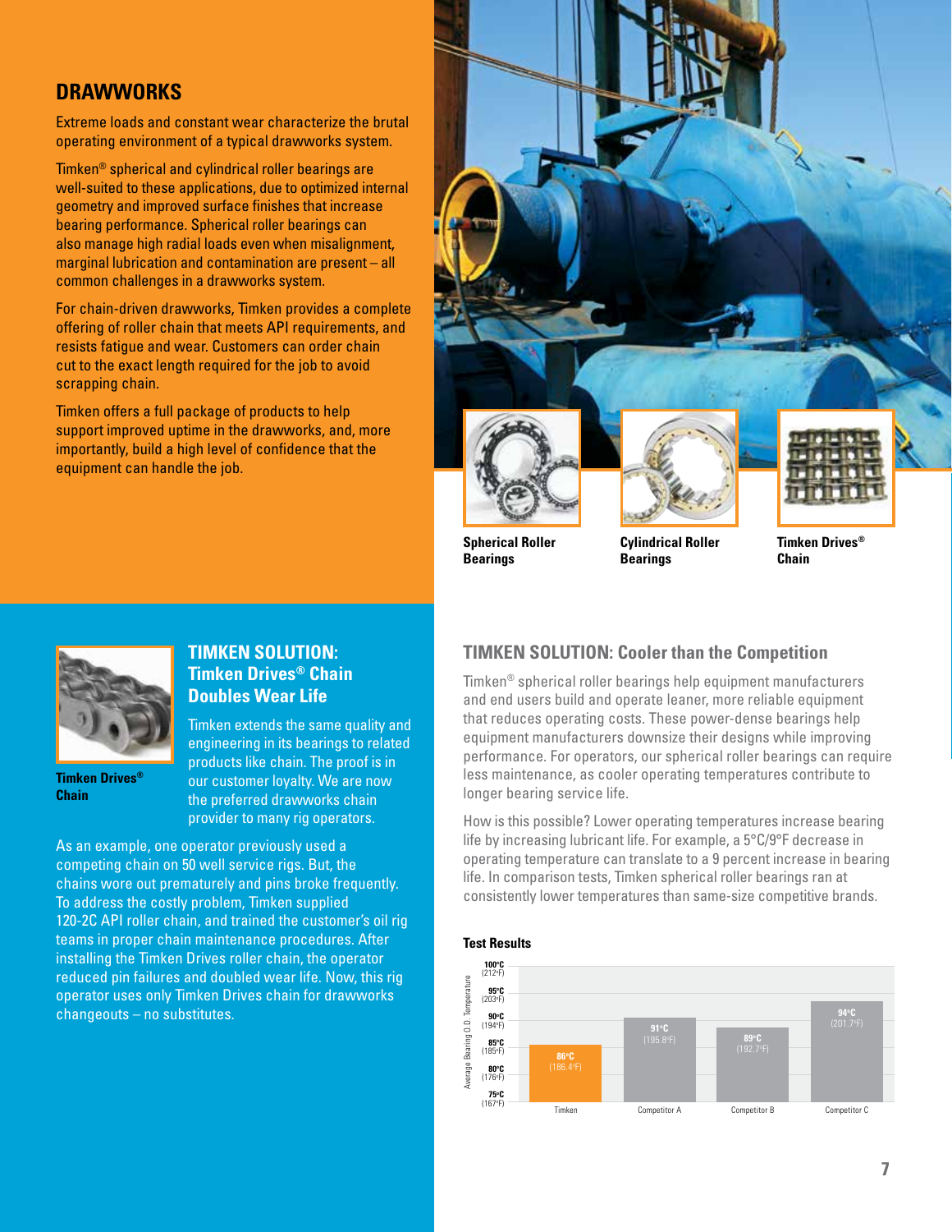## DRAWWORKS

Extreme loads and constant wear characterize the brutal operating environment of a typical drawworks system.

Timken® spherical and cylindrical roller bearings are well-suited to these applications, due to optimized internal geometry and improved surface finishes that increase bearing performance. Spherical roller bearings can also manage high radial loads even when misalignment, marginal lubrication and contamination are present – all common challenges in a drawworks system.

For chain-driven drawworks, Timken provides a complete offering of roller chain that meets API requirements, and resists fatigue and wear. Customers can order chain cut to the exact length required for the job to avoid scrapping chain.

Timken offers a full package of products to help support improved uptime in the drawworks, and, more importantly, build a high level of confidence that the equipment can handle the job.

**Spherical Roller Bearings**

**Cylindrical Roller Bearings**

**Timken Drives® Chain**

### TIMKEN SOLUTION: Timken Drives® Chain Doubles Wear Life

**Timken Drives® Chain**

Timken extends the same quality and engineering in its bearings to related products like chain. The proof is in our customer loyalty. We are now the preferred drawworks chain provider to many rig operators.

As an example, one operator previously used a competing chain on 50 well service rigs. But, the chains wore out prematurely and pins broke frequently. To address the costly problem, Timken supplied 120-2C API roller chain, and trained the customer's oil rig teams in proper chain maintenance procedures. After installing the Timken Drives roller chain, the operator reduced pin failures and doubled wear life. Now, this rig operator uses only Timken Drives chain for drawworks changeouts – no substitutes.

### TIMKEN SOLUTION: Cooler than the Competition

Timken® spherical roller bearings help equipment manufacturers and end users build and operate leaner, more reliable equipment that reduces operating costs. These power-dense bearings help equipment manufacturers downsize their designs while improving performance. For operators, our spherical roller bearings can require less maintenance, as cooler operating temperatures contribute to longer bearing service life.

How is this possible? Lower operating temperatures increase bearing life by increasing lubricant life. For example, a 5°C/9°F decrease in operating temperature can translate to a 9 percent increase in bearing life. In comparison tests, Timken spherical roller bearings ran at consistently lower temperatures than same-size competitive brands.

**Test Results**

| | Average Bearing O.D. Temperature |
|---|---|
| Timken | 86°C (186.4°F) |
| Competitor A | 91°C (195.8°F) |
| Competitor B | 89°C (192.7°F) |
| Competitor C | 94°C (201.7°F) |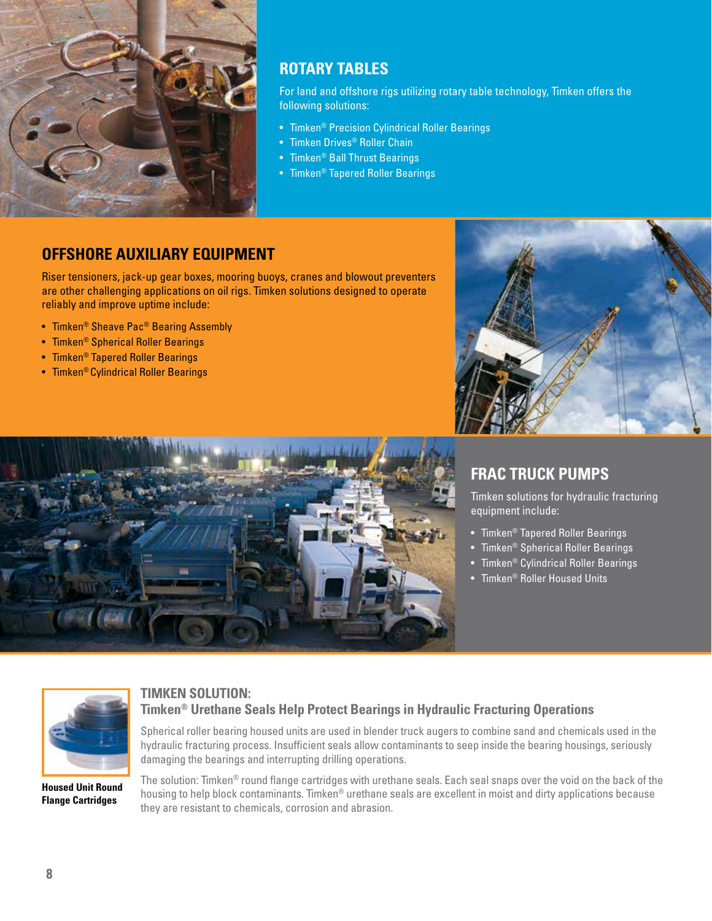## ROTARY TABLES

For land and offshore rigs utilizing rotary table technology, Timken offers the following solutions:

- Timken® Precision Cylindrical Roller Bearings
- Timken Drives® Roller Chain
- Timken® Ball Thrust Bearings
- Timken® Tapered Roller Bearings

## OFFSHORE AUXILIARY EQUIPMENT

Riser tensioners, jack-up gear boxes, mooring buoys, cranes and blowout preventers are other challenging applications on oil rigs. Timken solutions designed to operate reliably and improve uptime include:

- Timken® Sheave Pac® Bearing Assembly
- Timken® Spherical Roller Bearings
- Timken® Tapered Roller Bearings
- Timken® Cylindrical Roller Bearings

## FRAC TRUCK PUMPS

Timken solutions for hydraulic fracturing equipment include:

- Timken® Tapered Roller Bearings
- Timken® Spherical Roller Bearings
- Timken® Cylindrical Roller Bearings
- Timken® Roller Housed Units

### TIMKEN SOLUTION:
### Timken® Urethane Seals Help Protect Bearings in Hydraulic Fracturing Operations

**Housed Unit Round Flange Cartridges**

Spherical roller bearing housed units are used in blender truck augers to combine sand and chemicals used in the hydraulic fracturing process. Insufficient seals allow contaminants to seep inside the bearing housings, seriously damaging the bearings and interrupting drilling operations.

The solution: Timken® round flange cartridges with urethane seals. Each seal snaps over the void on the back of the housing to help block contaminants. Timken® urethane seals are excellent in moist and dirty applications because they are resistant to chemicals, corrosion and abrasion.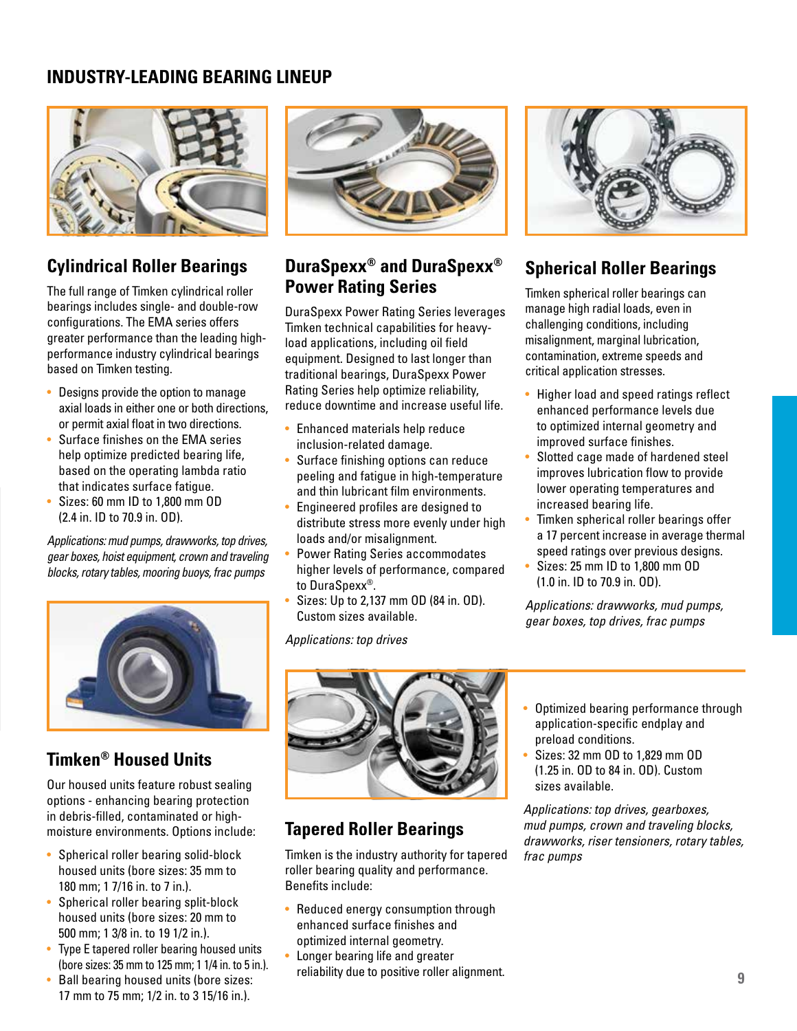## INDUSTRY-LEADING BEARING LINEUP

### Cylindrical Roller Bearings

The full range of Timken cylindrical roller bearings includes single- and double-row configurations. The EMA series offers greater performance than the leading high-performance industry cylindrical bearings based on Timken testing.

- Designs provide the option to manage axial loads in either one or both directions, or permit axial float in two directions.
- Surface finishes on the EMA series help optimize predicted bearing life, based on the operating lambda ratio that indicates surface fatigue.
- Sizes: 60 mm ID to 1,800 mm OD (2.4 in. ID to 70.9 in. OD).

*Applications: mud pumps, drawworks, top drives, gear boxes, hoist equipment, crown and traveling blocks, rotary tables, mooring buoys, frac pumps*

### Timken® Housed Units

Our housed units feature robust sealing options - enhancing bearing protection in debris-filled, contaminated or high-moisture environments. Options include:

- Spherical roller bearing solid-block housed units (bore sizes: 35 mm to 180 mm; 1 7/16 in. to 7 in.).
- Spherical roller bearing split-block housed units (bore sizes: 20 mm to 500 mm; 1 3/8 in. to 19 1/2 in.).
- Type E tapered roller bearing housed units (bore sizes: 35 mm to 125 mm; 1 1/4 in. to 5 in.).
- Ball bearing housed units (bore sizes: 17 mm to 75 mm; 1/2 in. to 3 15/16 in.).

### DuraSpexx® and DuraSpexx® Power Rating Series

DuraSpexx Power Rating Series leverages Timken technical capabilities for heavy-load applications, including oil field equipment. Designed to last longer than traditional bearings, DuraSpexx Power Rating Series help optimize reliability, reduce downtime and increase useful life.

- Enhanced materials help reduce inclusion-related damage.
- Surface finishing options can reduce peeling and fatigue in high-temperature and thin lubricant film environments.
- Engineered profiles are designed to distribute stress more evenly under high loads and/or misalignment.
- Power Rating Series accommodates higher levels of performance, compared to DuraSpexx®.
- Sizes: Up to 2,137 mm OD (84 in. OD). Custom sizes available.

*Applications: top drives*

### Tapered Roller Bearings

Timken is the industry authority for tapered roller bearing quality and performance. Benefits include:

- Reduced energy consumption through enhanced surface finishes and optimized internal geometry.
- Longer bearing life and greater reliability due to positive roller alignment.
- Optimized bearing performance through application-specific endplay and preload conditions.
- Sizes: 32 mm OD to 1,829 mm OD (1.25 in. OD to 84 in. OD). Custom sizes available.

*Applications: top drives, gearboxes, mud pumps, crown and traveling blocks, drawworks, riser tensioners, rotary tables, frac pumps*

### Spherical Roller Bearings

Timken spherical roller bearings can manage high radial loads, even in challenging conditions, including misalignment, marginal lubrication, contamination, extreme speeds and critical application stresses.

- Higher load and speed ratings reflect enhanced performance levels due to optimized internal geometry and improved surface finishes.
- Slotted cage made of hardened steel improves lubrication flow to provide lower operating temperatures and increased bearing life.
- Timken spherical roller bearings offer a 17 percent increase in average thermal speed ratings over previous designs.
- Sizes: 25 mm ID to 1,800 mm OD (1.0 in. ID to 70.9 in. OD).

*Applications: drawworks, mud pumps, gear boxes, top drives, frac pumps*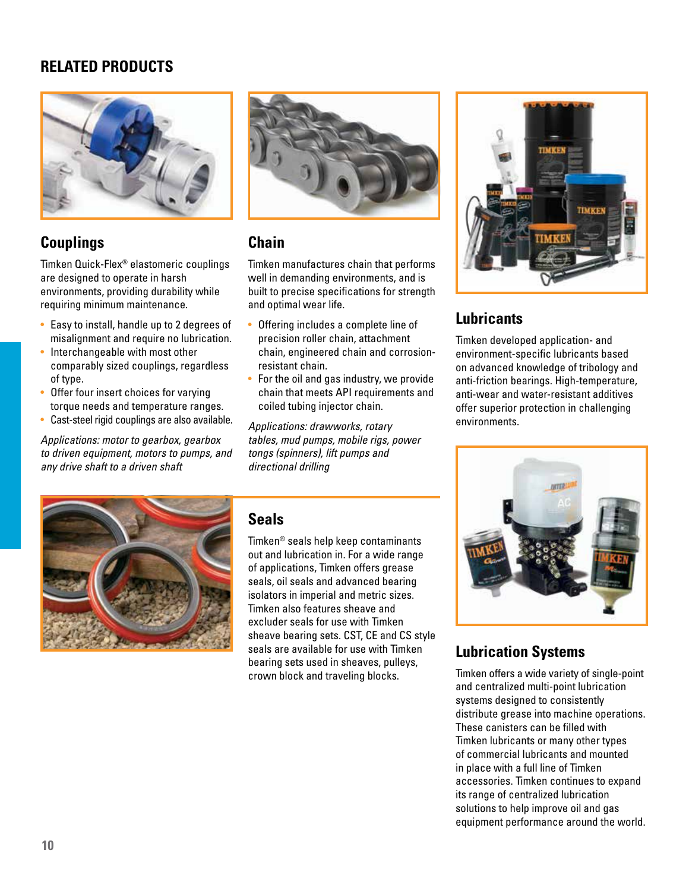## RELATED PRODUCTS

### Couplings

Timken Quick-Flex® elastomeric couplings are designed to operate in harsh environments, providing durability while requiring minimum maintenance.

- Easy to install, handle up to 2 degrees of misalignment and require no lubrication.
- Interchangeable with most other comparably sized couplings, regardless of type.
- Offer four insert choices for varying torque needs and temperature ranges.
- Cast-steel rigid couplings are also available.

*Applications: motor to gearbox, gearbox to driven equipment, motors to pumps, and any drive shaft to a driven shaft*

### Chain

Timken manufactures chain that performs well in demanding environments, and is built to precise specifications for strength and optimal wear life.

- Offering includes a complete line of precision roller chain, attachment chain, engineered chain and corrosion-resistant chain.
- For the oil and gas industry, we provide chain that meets API requirements and coiled tubing injector chain.

*Applications: drawworks, rotary tables, mud pumps, mobile rigs, power tongs (spinners), lift pumps and directional drilling*

### Lubricants

Timken developed application- and environment-specific lubricants based on advanced knowledge of tribology and anti-friction bearings. High-temperature, anti-wear and water-resistant additives offer superior protection in challenging environments.

### Seals

Timken® seals help keep contaminants out and lubrication in. For a wide range of applications, Timken offers grease seals, oil seals and advanced bearing isolators in imperial and metric sizes. Timken also features sheave and excluder seals for use with Timken sheave bearing sets. CST, CE and CS style seals are available for use with Timken bearing sets used in sheaves, pulleys, crown block and traveling blocks.

### Lubrication Systems

Timken offers a wide variety of single-point and centralized multi-point lubrication systems designed to consistently distribute grease into machine operations. These canisters can be filled with Timken lubricants or many other types of commercial lubricants and mounted in place with a full line of Timken accessories. Timken continues to expand its range of centralized lubrication solutions to help improve oil and gas equipment performance around the world.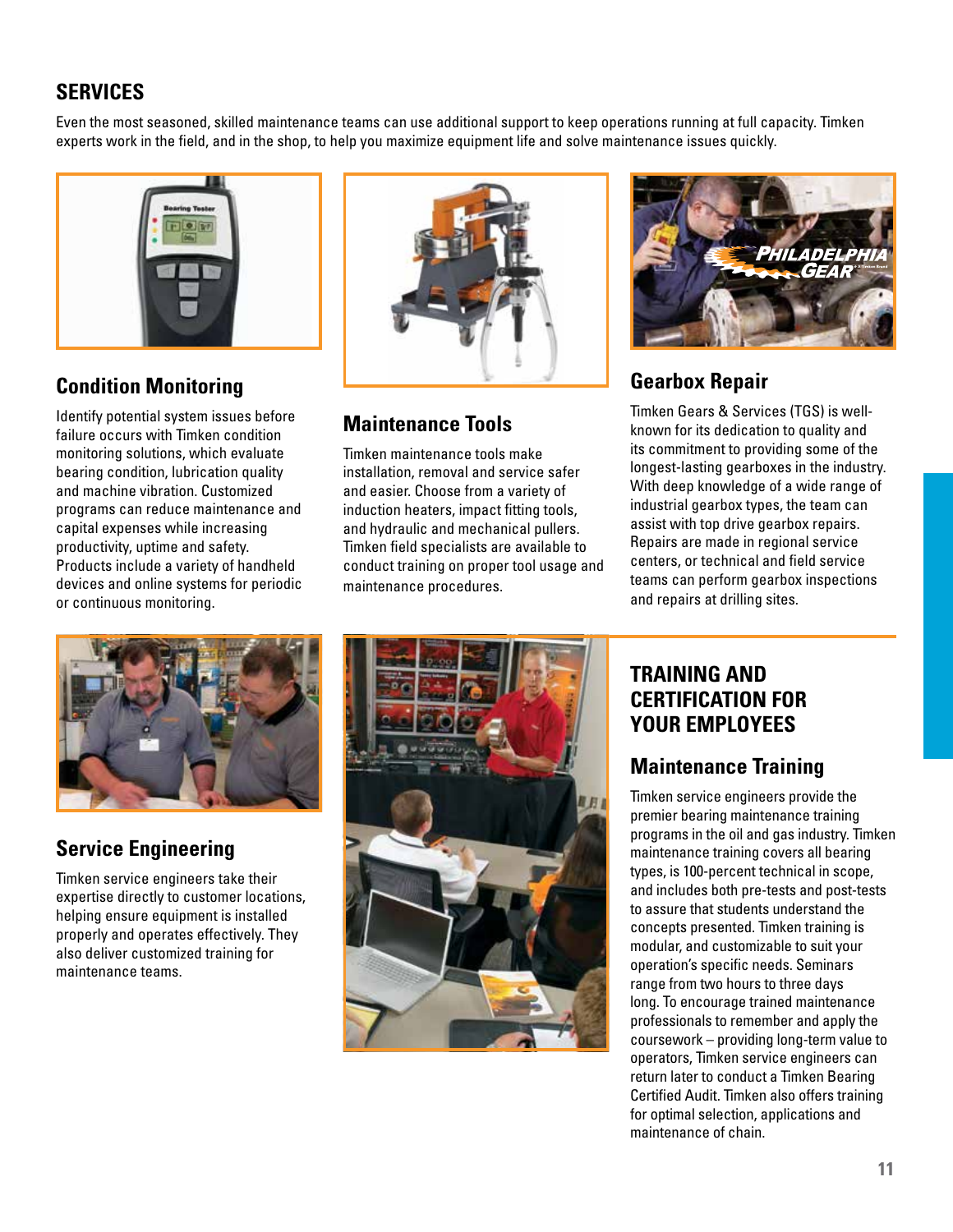## SERVICES

Even the most seasoned, skilled maintenance teams can use additional support to keep operations running at full capacity. Timken experts work in the field, and in the shop, to help you maximize equipment life and solve maintenance issues quickly.

### Condition Monitoring

Identify potential system issues before failure occurs with Timken condition monitoring solutions, which evaluate bearing condition, lubrication quality and machine vibration. Customized programs can reduce maintenance and capital expenses while increasing productivity, uptime and safety. Products include a variety of handheld devices and online systems for periodic or continuous monitoring.

### Maintenance Tools

Timken maintenance tools make installation, removal and service safer and easier. Choose from a variety of induction heaters, impact fitting tools, and hydraulic and mechanical pullers. Timken field specialists are available to conduct training on proper tool usage and maintenance procedures.

### Gearbox Repair

Timken Gears & Services (TGS) is well-known for its dedication to quality and its commitment to providing some of the longest-lasting gearboxes in the industry. With deep knowledge of a wide range of industrial gearbox types, the team can assist with top drive gearbox repairs. Repairs are made in regional service centers, or technical and field service teams can perform gearbox inspections and repairs at drilling sites.

### Service Engineering

Timken service engineers take their expertise directly to customer locations, helping ensure equipment is installed properly and operates effectively. They also deliver customized training for maintenance teams.

## TRAINING AND CERTIFICATION FOR YOUR EMPLOYEES

### Maintenance Training

Timken service engineers provide the premier bearing maintenance training programs in the oil and gas industry. Timken maintenance training covers all bearing types, is 100-percent technical in scope, and includes both pre-tests and post-tests to assure that students understand the concepts presented. Timken training is modular, and customizable to suit your operation's specific needs. Seminars range from two hours to three days long. To encourage trained maintenance professionals to remember and apply the coursework – providing long-term value to operators, Timken service engineers can return later to conduct a Timken Bearing Certified Audit. Timken also offers training for optimal selection, applications and maintenance of chain.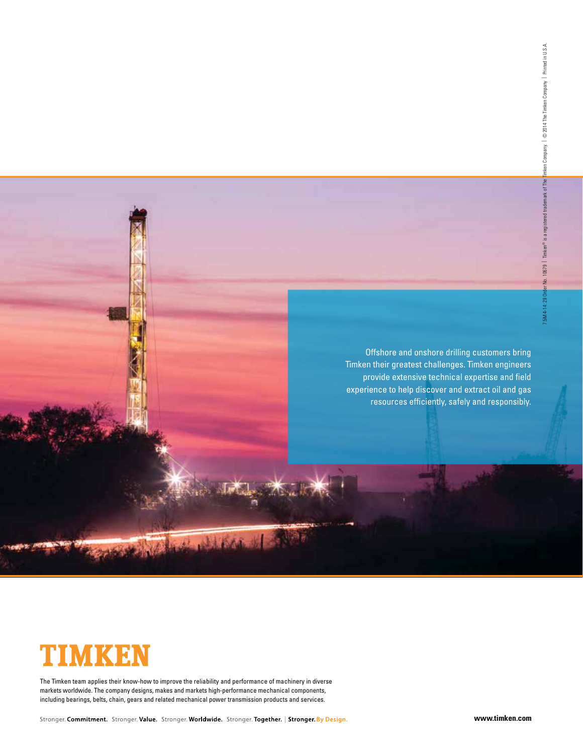Offshore and onshore drilling customers bring Timken their greatest challenges. Timken engineers provide extensive technical expertise and field experience to help discover and extract oil and gas resources efficiently, safely and responsibly.

7.5M 4-14: 29 Order No. 10679 | Timken® is a registered trademark of The Timken Company. | © 2014 The Timken Company | Printed in U.S.A.

# TIMKEN

The Timken team applies their know-how to improve the reliability and performance of machinery in diverse markets worldwide. The company designs, makes and markets high-performance mechanical components, including bearings, belts, chain, gears and related mechanical power transmission products and services.

Stronger. **Commitment.** Stronger. **Value.** Stronger. **Worldwide.** Stronger. **Together.** | **Stronger. By Design.**

**www.timken.com**